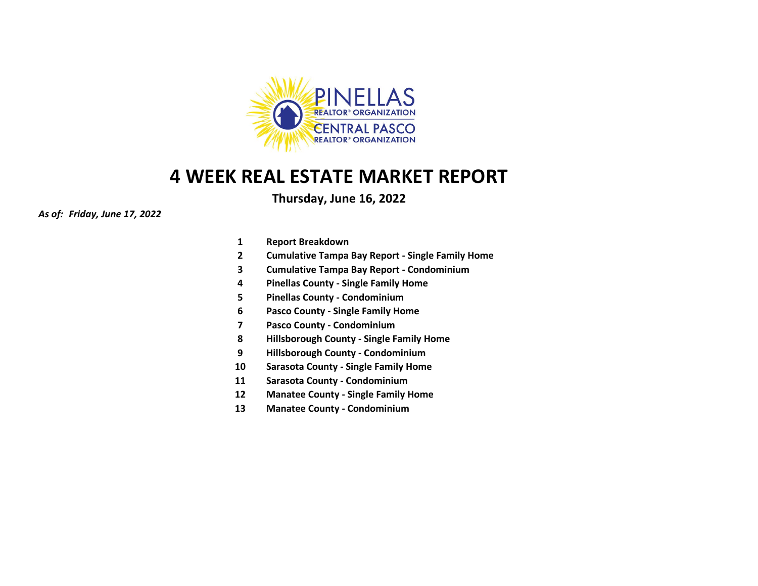PINELLAS
REALTOR® ORGANIZATION
CENTRAL PASCO
REALTOR® ORGANIZATION

# 4 WEEK REAL ESTATE MARKET REPORT

**Thursday, June 16, 2022**

***As of: Friday, June 17, 2022***

| | |
|---|---|
| **1** | **Report Breakdown** |
| **2** | **Cumulative Tampa Bay Report - Single Family Home** |
| **3** | **Cumulative Tampa Bay Report - Condominium** |
| **4** | **Pinellas County - Single Family Home** |
| **5** | **Pinellas County - Condominium** |
| **6** | **Pasco County - Single Family Home** |
| **7** | **Pasco County - Condominium** |
| **8** | **Hillsborough County - Single Family Home** |
| **9** | **Hillsborough County - Condominium** |
| **10** | **Sarasota County - Single Family Home** |
| **11** | **Sarasota County - Condominium** |
| **12** | **Manatee County - Single Family Home** |
| **13** | **Manatee County - Condominium** |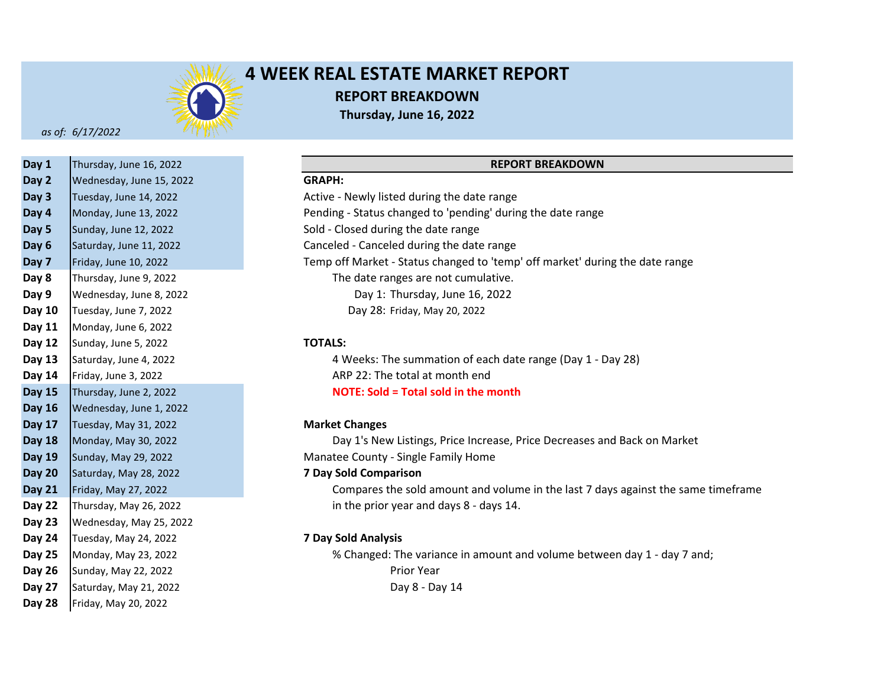# 4 WEEK REAL ESTATE MARKET REPORT

## REPORT BREAKDOWN

**Thursday, June 16, 2022**

*as of: 6/17/2022*

| Day | Date |
|---|---|
| **Day 1** | Thursday, June 16, 2022 |
| **Day 2** | Wednesday, June 15, 2022 |
| **Day 3** | Tuesday, June 14, 2022 |
| **Day 4** | Monday, June 13, 2022 |
| **Day 5** | Sunday, June 12, 2022 |
| **Day 6** | Saturday, June 11, 2022 |
| **Day 7** | Friday, June 10, 2022 |
| **Day 8** | Thursday, June 9, 2022 |
| **Day 9** | Wednesday, June 8, 2022 |
| **Day 10** | Tuesday, June 7, 2022 |
| **Day 11** | Monday, June 6, 2022 |
| **Day 12** | Sunday, June 5, 2022 |
| **Day 13** | Saturday, June 4, 2022 |
| **Day 14** | Friday, June 3, 2022 |
| **Day 15** | Thursday, June 2, 2022 |
| **Day 16** | Wednesday, June 1, 2022 |
| **Day 17** | Tuesday, May 31, 2022 |
| **Day 18** | Monday, May 30, 2022 |
| **Day 19** | Sunday, May 29, 2022 |
| **Day 20** | Saturday, May 28, 2022 |
| **Day 21** | Friday, May 27, 2022 |
| **Day 22** | Thursday, May 26, 2022 |
| **Day 23** | Wednesday, May 25, 2022 |
| **Day 24** | Tuesday, May 24, 2022 |
| **Day 25** | Monday, May 23, 2022 |
| **Day 26** | Sunday, May 22, 2022 |
| **Day 27** | Saturday, May 21, 2022 |
| **Day 28** | Friday, May 20, 2022 |

### REPORT BREAKDOWN

**GRAPH:**

Active - Newly listed during the date range
Pending - Status changed to 'pending' during the date range
Sold - Closed during the date range
Canceled - Canceled during the date range
Temp off Market - Status changed to 'temp' off market' during the date range

The date ranges are not cumulative.
Day 1: Thursday, June 16, 2022
Day 28: Friday, May 20, 2022

**TOTALS:**

4 Weeks: The summation of each date range (Day 1 - Day 28)
ARP 22: The total at month end
**NOTE: Sold = Total sold in the month**

**Market Changes**

Day 1's New Listings, Price Increase, Price Decreases and Back on Market
Manatee County - Single Family Home

**7 Day Sold Comparison**

Compares the sold amount and volume in the last 7 days against the same timeframe in the prior year and days 8 - days 14.

**7 Day Sold Analysis**

% Changed: The variance in amount and volume between day 1 - day 7 and;
Prior Year
Day 8 - Day 14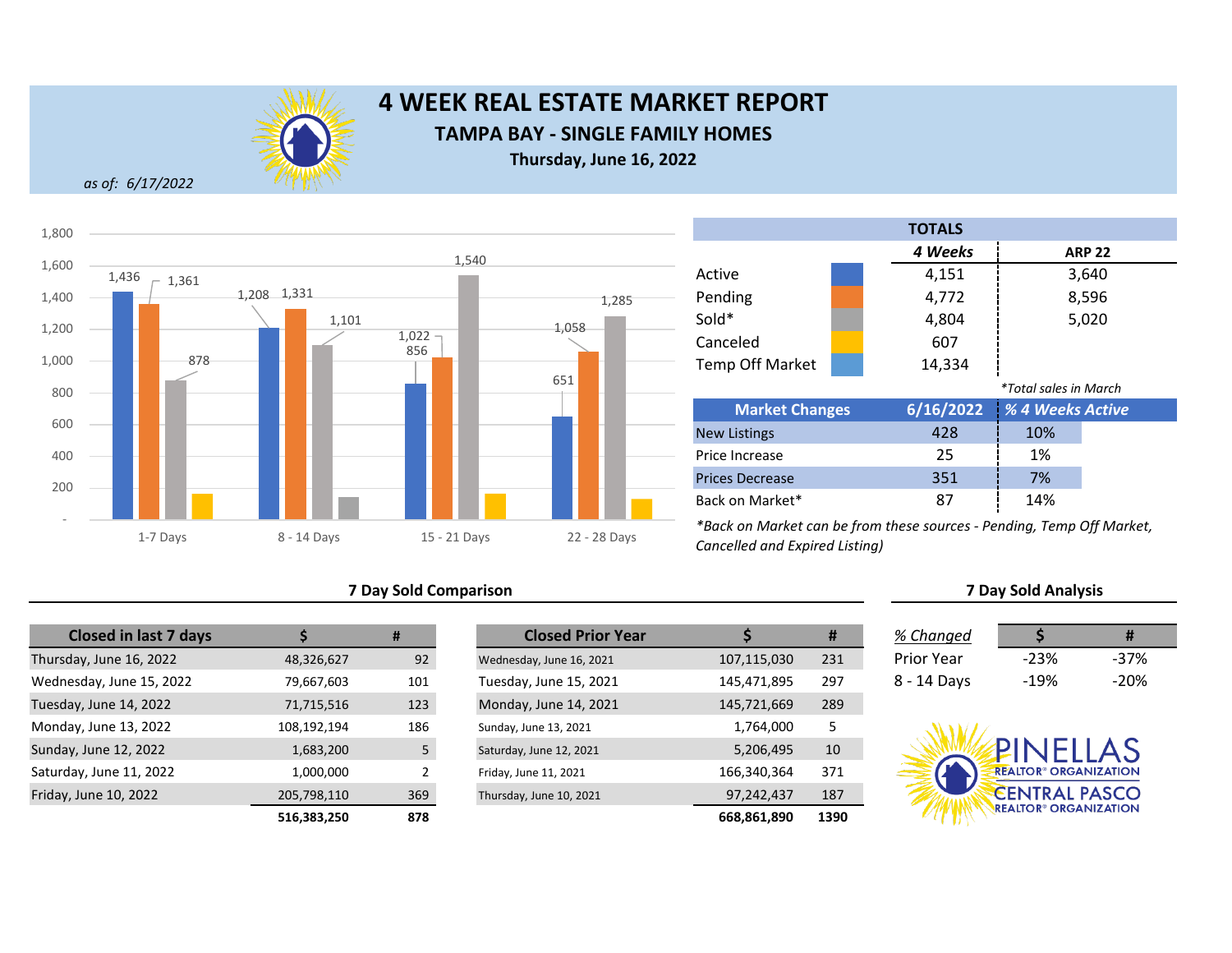# 4 WEEK REAL ESTATE MARKET REPORT

## TAMPA BAY - SINGLE FAMILY HOMES

**Thursday, June 16, 2022**

*as of: 6/17/2022*

| | Active | Pending | Sold | Canceled |
|---|---|---|---|---|
| 1-7 Days | 1,436 | 1,361 | 878 | |
| 8 - 14 Days | 1,208 | 1,331 | 1,101 | |
| 15 - 21 Days | 856 | 1,022 | 1,540 | |
| 22 - 28 Days | 651 | 1,058 | 1,285 | |

| TOTALS | 4 Weeks | ARP 22 |
|---|---|---|
| Active | 4,151 | 3,640 |
| Pending | 4,772 | 8,596 |
| Sold* | 4,804 | 5,020 |
| Canceled | 607 | |
| Temp Off Market | 14,334 | |

*Total sales in March

| Market Changes | 6/16/2022 | % 4 Weeks Active |
|---|---|---|
| New Listings | 428 | 10% |
| Price Increase | 25 | 1% |
| Prices Decrease | 351 | 7% |
| Back on Market* | 87 | 14% |

*Back on Market can be from these sources - Pending, Temp Off Market, Cancelled and Expired Listing)

### 7 Day Sold Comparison

| Closed in last 7 days | $ | # |
|---|---|---|
| Thursday, June 16, 2022 | 48,326,627 | 92 |
| Wednesday, June 15, 2022 | 79,667,603 | 101 |
| Tuesday, June 14, 2022 | 71,715,516 | 123 |
| Monday, June 13, 2022 | 108,192,194 | 186 |
| Sunday, June 12, 2022 | 1,683,200 | 5 |
| Saturday, June 11, 2022 | 1,000,000 | 2 |
| Friday, June 10, 2022 | 205,798,110 | 369 |
| | **516,383,250** | **878** |

| Closed Prior Year | $ | # |
|---|---|---|
| Wednesday, June 16, 2021 | 107,115,030 | 231 |
| Tuesday, June 15, 2021 | 145,471,895 | 297 |
| Monday, June 14, 2021 | 145,721,669 | 289 |
| Sunday, June 13, 2021 | 1,764,000 | 5 |
| Saturday, June 12, 2021 | 5,206,495 | 10 |
| Friday, June 11, 2021 | 166,340,364 | 371 |
| Thursday, June 10, 2021 | 97,242,437 | 187 |
| | **668,861,890** | **1390** |

### 7 Day Sold Analysis

| *% Changed* | $ | # |
|---|---|---|
| Prior Year | -23% | -37% |
| 8 - 14 Days | -19% | -20% |

PINELLAS REALTOR® ORGANIZATION
CENTRAL PASCO REALTOR® ORGANIZATION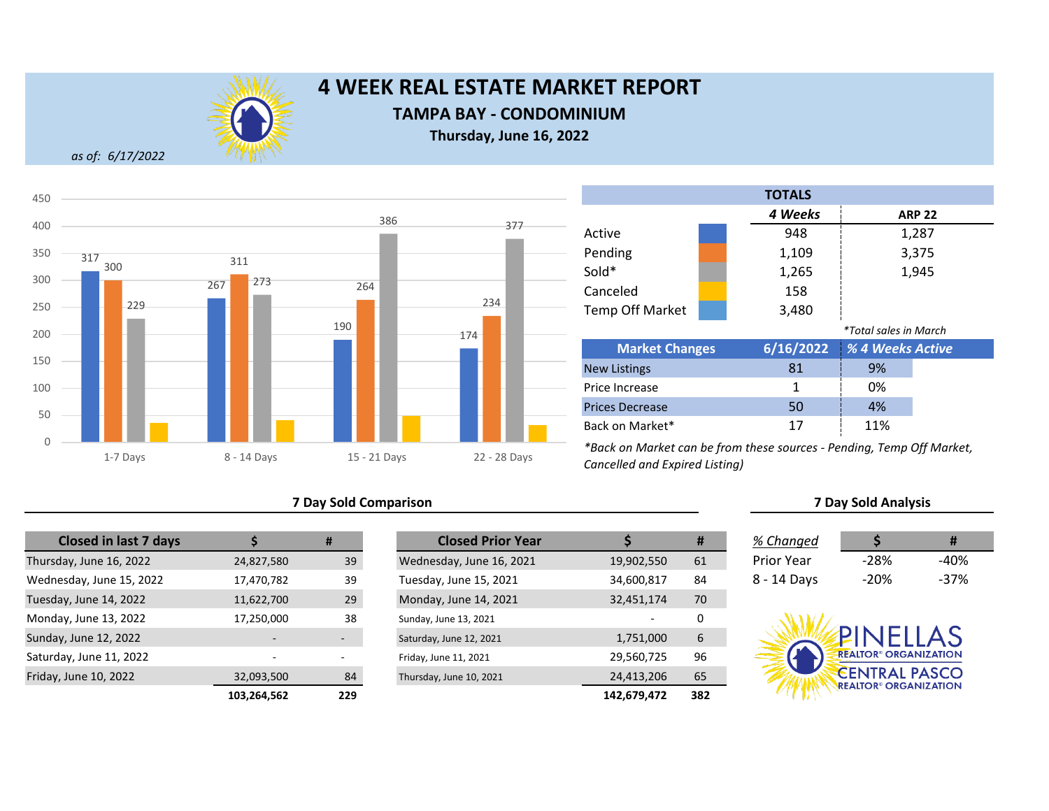# 4 WEEK REAL ESTATE MARKET REPORT

## TAMPA BAY - CONDOMINIUM

**Thursday, June 16, 2022**

*as of: 6/17/2022*

| | Active | Pending | Sold | Canceled |
|---|---|---|---|---|
| 1-7 Days | 317 | 300 | 229 | |
| 8 - 14 Days | 267 | 311 | 273 | |
| 15 - 21 Days | 190 | 264 | 386 | |
| 22 - 28 Days | 174 | 234 | 377 | |

| TOTALS | 4 Weeks | ARP 22 |
|---|---|---|
| Active | 948 | 1,287 |
| Pending | 1,109 | 3,375 |
| Sold* | 1,265 | 1,945 |
| Canceled | 158 | |
| Temp Off Market | 3,480 | |

*Total sales in March

| Market Changes | 6/16/2022 | % 4 Weeks Active |
|---|---|---|
| New Listings | 81 | 9% |
| Price Increase | 1 | 0% |
| Prices Decrease | 50 | 4% |
| Back on Market* | 17 | 11% |

*Back on Market can be from these sources - Pending, Temp Off Market, Cancelled and Expired Listing)

### 7 Day Sold Comparison

| Closed in last 7 days | $ | # |
|---|---|---|
| Thursday, June 16, 2022 | 24,827,580 | 39 |
| Wednesday, June 15, 2022 | 17,470,782 | 39 |
| Tuesday, June 14, 2022 | 11,622,700 | 29 |
| Monday, June 13, 2022 | 17,250,000 | 38 |
| Sunday, June 12, 2022 | - | - |
| Saturday, June 11, 2022 | - | - |
| Friday, June 10, 2022 | 32,093,500 | 84 |
| | **103,264,562** | **229** |

| Closed Prior Year | $ | # |
|---|---|---|
| Wednesday, June 16, 2021 | 19,902,550 | 61 |
| Tuesday, June 15, 2021 | 34,600,817 | 84 |
| Monday, June 14, 2021 | 32,451,174 | 70 |
| Sunday, June 13, 2021 | - | 0 |
| Saturday, June 12, 2021 | 1,751,000 | 6 |
| Friday, June 11, 2021 | 29,560,725 | 96 |
| Thursday, June 10, 2021 | 24,413,206 | 65 |
| | **142,679,472** | **382** |

### 7 Day Sold Analysis

| *% Changed* | $ | # |
|---|---|---|
| Prior Year | -28% | -40% |
| 8 - 14 Days | -20% | -37% |

PINELLAS REALTOR® ORGANIZATION
CENTRAL PASCO REALTOR® ORGANIZATION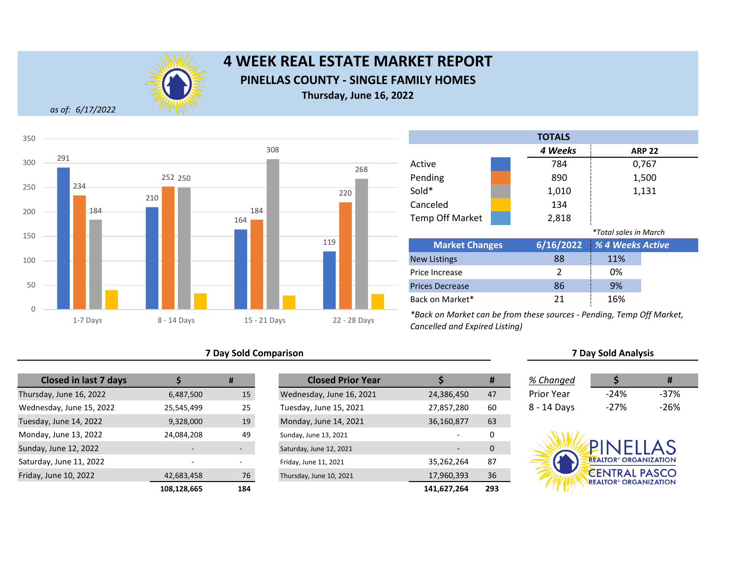# 4 WEEK REAL ESTATE MARKET REPORT

## PINELLAS COUNTY - SINGLE FAMILY HOMES

**Thursday, June 16, 2022**

*as of: 6/17/2022*

| | 1-7 Days | 8 - 14 Days | 15 - 21 Days | 22 - 28 Days |
|---|---|---|---|---|
| Active | 291 | 210 | 164 | 119 |
| Pending | 234 | 252 | 184 | 220 |
| Sold | 184 | 250 | 308 | 268 |
| Canceled | | | | |

| TOTALS | 4 Weeks | ARP 22 |
|---|---|---|
| Active | 784 | 0,767 |
| Pending | 890 | 1,500 |
| Sold* | 1,010 | 1,131 |
| Canceled | 134 | |
| Temp Off Market | 2,818 | |

*Total sales in March

| Market Changes | 6/16/2022 | % 4 Weeks Active |
|---|---|---|
| New Listings | 88 | 11% |
| Price Increase | 2 | 0% |
| Prices Decrease | 86 | 9% |
| Back on Market* | 21 | 16% |

*Back on Market can be from these sources - Pending, Temp Off Market, Cancelled and Expired Listing)

### 7 Day Sold Comparison

| Closed in last 7 days | $ | # |
|---|---|---|
| Thursday, June 16, 2022 | 6,487,500 | 15 |
| Wednesday, June 15, 2022 | 25,545,499 | 25 |
| Tuesday, June 14, 2022 | 9,328,000 | 19 |
| Monday, June 13, 2022 | 24,084,208 | 49 |
| Sunday, June 12, 2022 | - | - |
| Saturday, June 11, 2022 | - | - |
| Friday, June 10, 2022 | 42,683,458 | 76 |
| | **108,128,665** | **184** |

| Closed Prior Year | $ | # |
|---|---|---|
| Wednesday, June 16, 2021 | 24,386,450 | 47 |
| Tuesday, June 15, 2021 | 27,857,280 | 60 |
| Monday, June 14, 2021 | 36,160,877 | 63 |
| Sunday, June 13, 2021 | - | 0 |
| Saturday, June 12, 2021 | - | 0 |
| Friday, June 11, 2021 | 35,262,264 | 87 |
| Thursday, June 10, 2021 | 17,960,393 | 36 |
| | **141,627,264** | **293** |

### 7 Day Sold Analysis

| % Changed | $ | # |
|---|---|---|
| Prior Year | -24% | -37% |
| 8 - 14 Days | -27% | -26% |

PINELLAS REALTOR® ORGANIZATION
CENTRAL PASCO REALTOR® ORGANIZATION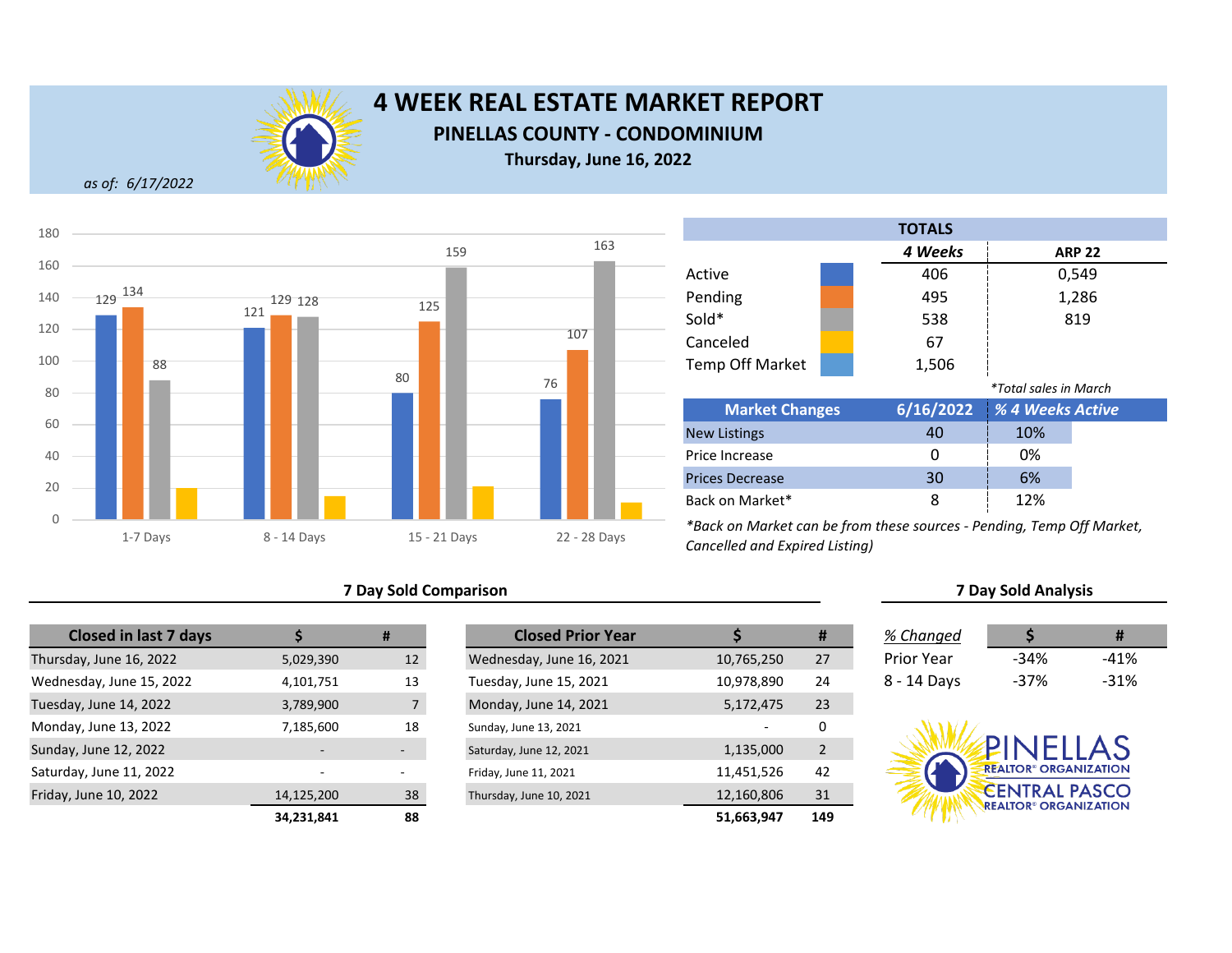# 4 WEEK REAL ESTATE MARKET REPORT

## PINELLAS COUNTY - CONDOMINIUM

**Thursday, June 16, 2022**

*as of: 6/17/2022*

| | 1-7 Days | 8 - 14 Days | 15 - 21 Days | 22 - 28 Days |
|---|---|---|---|---|
| Active | 129 | 121 | 80 | 76 |
| Pending | 134 | 129 | 125 | 107 |
| Sold | 88 | 128 | 159 | 163 |
| Canceled | | | | |

| TOTALS | 4 Weeks | ARP 22 |
|---|---|---|
| Active | 406 | 0,549 |
| Pending | 495 | 1,286 |
| Sold* | 538 | 819 |
| Canceled | 67 | |
| Temp Off Market | 1,506 | |

*Total sales in March

| Market Changes | 6/16/2022 | % 4 Weeks Active |
|---|---|---|
| New Listings | 40 | 10% |
| Price Increase | 0 | 0% |
| Prices Decrease | 30 | 6% |
| Back on Market* | 8 | 12% |

*Back on Market can be from these sources - Pending, Temp Off Market, Cancelled and Expired Listing)*

### 7 Day Sold Comparison

| Closed in last 7 days | $ | # |
|---|---|---|
| Thursday, June 16, 2022 | 5,029,390 | 12 |
| Wednesday, June 15, 2022 | 4,101,751 | 13 |
| Tuesday, June 14, 2022 | 3,789,900 | 7 |
| Monday, June 13, 2022 | 7,185,600 | 18 |
| Sunday, June 12, 2022 | - | - |
| Saturday, June 11, 2022 | - | - |
| Friday, June 10, 2022 | 14,125,200 | 38 |
| | **34,231,841** | **88** |

| Closed Prior Year | $ | # |
|---|---|---|
| Wednesday, June 16, 2021 | 10,765,250 | 27 |
| Tuesday, June 15, 2021 | 10,978,890 | 24 |
| Monday, June 14, 2021 | 5,172,475 | 23 |
| Sunday, June 13, 2021 | - | 0 |
| Saturday, June 12, 2021 | 1,135,000 | 2 |
| Friday, June 11, 2021 | 11,451,526 | 42 |
| Thursday, June 10, 2021 | 12,160,806 | 31 |
| | **51,663,947** | **149** |

### 7 Day Sold Analysis

| *% Changed* | $ | # |
|---|---|---|
| Prior Year | -34% | -41% |
| 8 - 14 Days | -37% | -31% |

PINELLAS REALTOR® ORGANIZATION
CENTRAL PASCO REALTOR® ORGANIZATION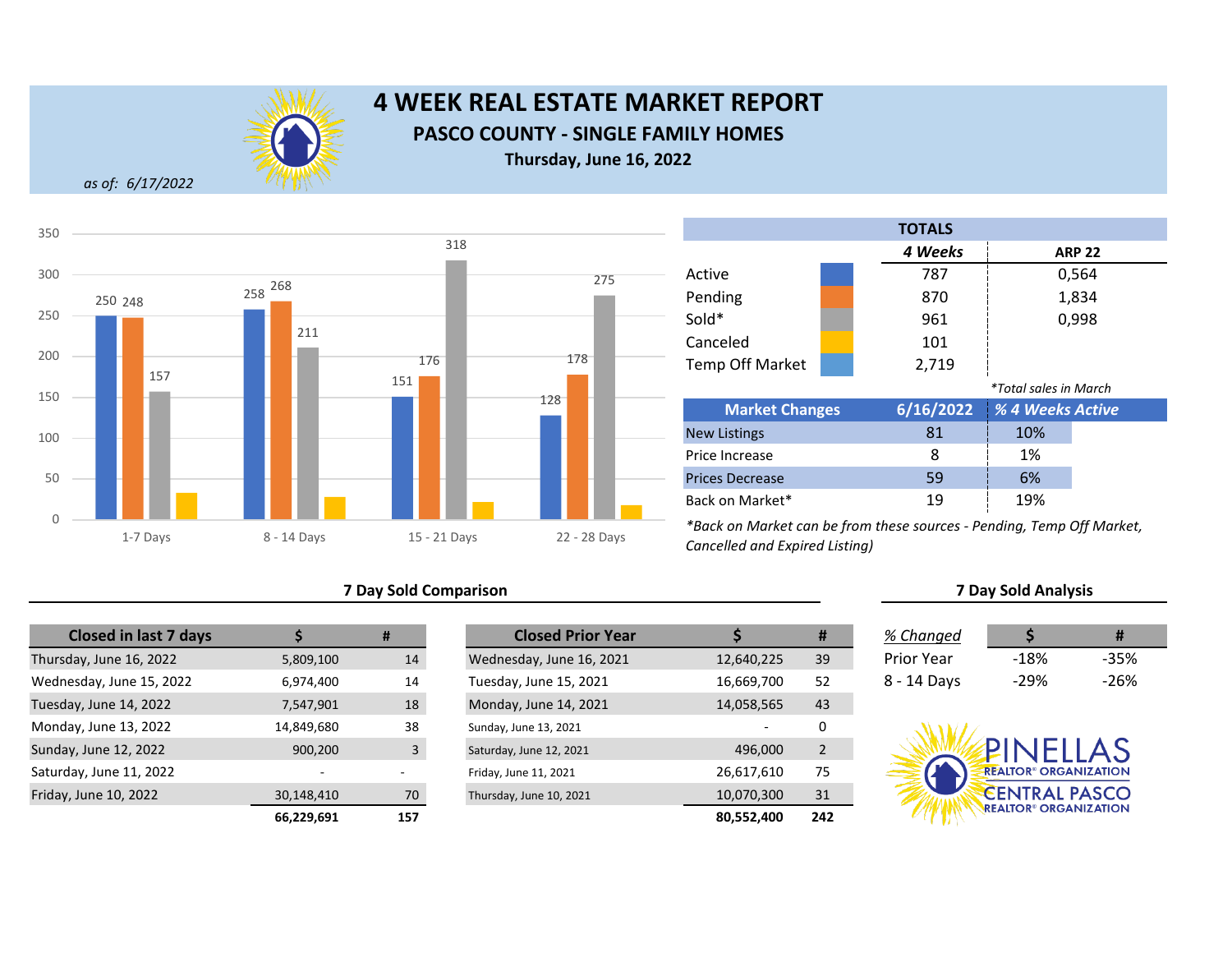# 4 WEEK REAL ESTATE MARKET REPORT

## PASCO COUNTY - SINGLE FAMILY HOMES

**Thursday, June 16, 2022**

*as of: 6/17/2022*

| | 1-7 Days | 8 - 14 Days | 15 - 21 Days | 22 - 28 Days |
|---|---|---|---|---|
| Active | 250 | 258 | 151 | 128 |
| Pending | 248 | 268 | 176 | 178 |
| Sold | 157 | 211 | 318 | 275 |

### TOTALS

| | 4 Weeks | ARP 22 |
|---|---|---|
| Active | 787 | 0,564 |
| Pending | 870 | 1,834 |
| Sold* | 961 | 0,998 |
| Canceled | 101 | |
| Temp Off Market | 2,719 | |

*Total sales in March

| Market Changes | 6/16/2022 | % 4 Weeks Active |
|---|---|---|
| New Listings | 81 | 10% |
| Price Increase | 8 | 1% |
| Prices Decrease | 59 | 6% |
| Back on Market* | 19 | 19% |

*\*Back on Market can be from these sources - Pending, Temp Off Market, Cancelled and Expired Listing)*

### 7 Day Sold Comparison

| Closed in last 7 days | $ | # |
|---|---|---|
| Thursday, June 16, 2022 | 5,809,100 | 14 |
| Wednesday, June 15, 2022 | 6,974,400 | 14 |
| Tuesday, June 14, 2022 | 7,547,901 | 18 |
| Monday, June 13, 2022 | 14,849,680 | 38 |
| Sunday, June 12, 2022 | 900,200 | 3 |
| Saturday, June 11, 2022 | - | - |
| Friday, June 10, 2022 | 30,148,410 | 70 |
| | **66,229,691** | **157** |

| Closed Prior Year | $ | # |
|---|---|---|
| Wednesday, June 16, 2021 | 12,640,225 | 39 |
| Tuesday, June 15, 2021 | 16,669,700 | 52 |
| Monday, June 14, 2021 | 14,058,565 | 43 |
| Sunday, June 13, 2021 | - | 0 |
| Saturday, June 12, 2021 | 496,000 | 2 |
| Friday, June 11, 2021 | 26,617,610 | 75 |
| Thursday, June 10, 2021 | 10,070,300 | 31 |
| | **80,552,400** | **242** |

### 7 Day Sold Analysis

| % Changed | $ | # |
|---|---|---|
| Prior Year | -18% | -35% |
| 8 - 14 Days | -29% | -26% |

PINELLAS REALTOR® ORGANIZATION
CENTRAL PASCO REALTOR® ORGANIZATION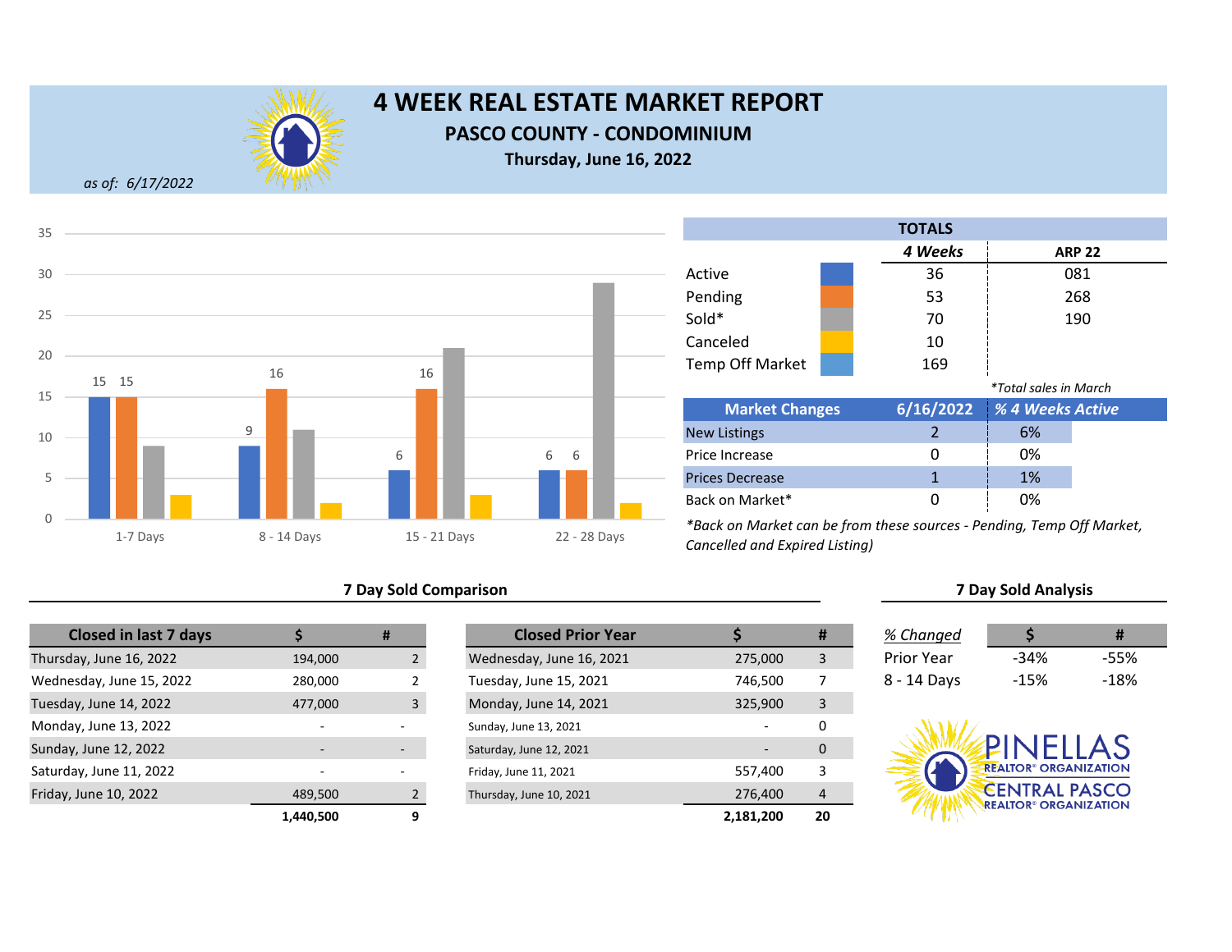# 4 WEEK REAL ESTATE MARKET REPORT

## PASCO COUNTY - CONDOMINIUM

**Thursday, June 16, 2022**

*as of: 6/17/2022*

| Period | Active | Pending | Sold | Canceled |
|---|---|---|---|---|
| 1-7 Days | 15 | 15 | 9 | 3 |
| 8 - 14 Days | 9 | 16 | 11 | 2 |
| 15 - 21 Days | 6 | 16 | 21 | 3 |
| 22 - 28 Days | 6 | 6 | 29 | 2 |

| TOTALS | 4 Weeks | ARP 22 |
|---|---|---|
| Active | 36 | 081 |
| Pending | 53 | 268 |
| Sold* | 70 | 190 |
| Canceled | 10 | |
| Temp Off Market | 169 | |

*Total sales in March

| Market Changes | 6/16/2022 | % 4 Weeks Active |
|---|---|---|
| New Listings | 2 | 6% |
| Price Increase | 0 | 0% |
| Prices Decrease | 1 | 1% |
| Back on Market* | 0 | 0% |

*Back on Market can be from these sources - Pending, Temp Off Market, Cancelled and Expired Listing)

### 7 Day Sold Comparison

| Closed in last 7 days | $ | # |
|---|---|---|
| Thursday, June 16, 2022 | 194,000 | 2 |
| Wednesday, June 15, 2022 | 280,000 | 2 |
| Tuesday, June 14, 2022 | 477,000 | 3 |
| Monday, June 13, 2022 | - | - |
| Sunday, June 12, 2022 | - | - |
| Saturday, June 11, 2022 | - | - |
| Friday, June 10, 2022 | 489,500 | 2 |
| | **1,440,500** | **9** |

| Closed Prior Year | $ | # |
|---|---|---|
| Wednesday, June 16, 2021 | 275,000 | 3 |
| Tuesday, June 15, 2021 | 746,500 | 7 |
| Monday, June 14, 2021 | 325,900 | 3 |
| Sunday, June 13, 2021 | - | 0 |
| Saturday, June 12, 2021 | - | 0 |
| Friday, June 11, 2021 | 557,400 | 3 |
| Thursday, June 10, 2021 | 276,400 | 4 |
| | **2,181,200** | **20** |

### 7 Day Sold Analysis

| *% Changed* | $ | # |
|---|---|---|
| Prior Year | -34% | -55% |
| 8 - 14 Days | -15% | -18% |

PINELLAS REALTOR® ORGANIZATION
CENTRAL PASCO REALTOR® ORGANIZATION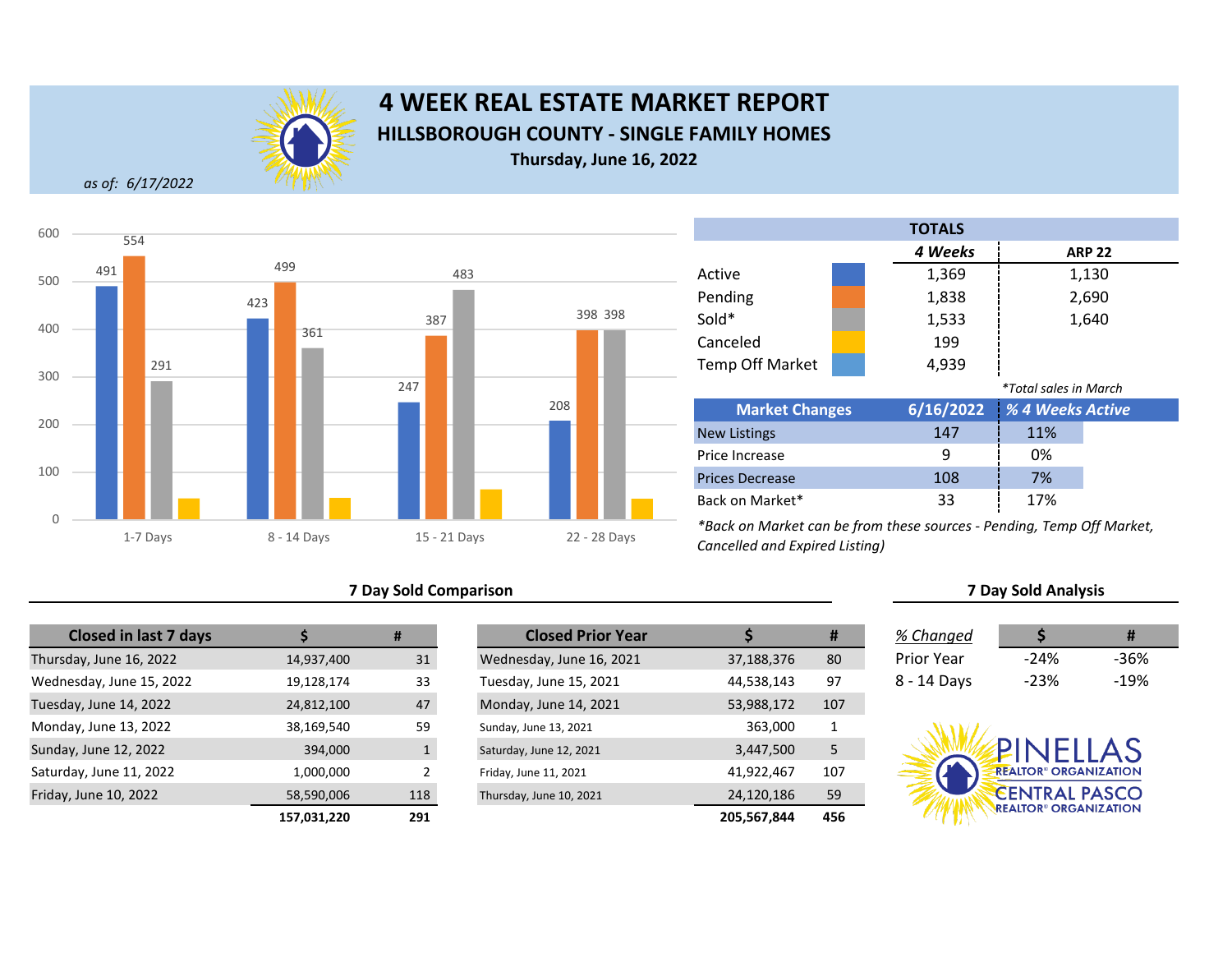# 4 WEEK REAL ESTATE MARKET REPORT

## HILLSBOROUGH COUNTY - SINGLE FAMILY HOMES

**Thursday, June 16, 2022**

*as of: 6/17/2022*

| | 1-7 Days | 8 - 14 Days | 15 - 21 Days | 22 - 28 Days |
|---|---|---|---|---|
| Active | 491 | 423 | 247 | 208 |
| Pending | 554 | 499 | 387 | 398 |
| Sold | 291 | 361 | 483 | 398 |

| TOTALS | 4 Weeks | ARP 22 |
|---|---|---|
| Active | 1,369 | 1,130 |
| Pending | 1,838 | 2,690 |
| Sold* | 1,533 | 1,640 |
| Canceled | 199 | |
| Temp Off Market | 4,939 | |

*\*Total sales in March*

| Market Changes | 6/16/2022 | % 4 Weeks Active |
|---|---|---|
| New Listings | 147 | 11% |
| Price Increase | 9 | 0% |
| Prices Decrease | 108 | 7% |
| Back on Market* | 33 | 17% |

*\*Back on Market can be from these sources - Pending, Temp Off Market, Cancelled and Expired Listing)*

### 7 Day Sold Comparison

| Closed in last 7 days | $ | # |
|---|---|---|
| Thursday, June 16, 2022 | 14,937,400 | 31 |
| Wednesday, June 15, 2022 | 19,128,174 | 33 |
| Tuesday, June 14, 2022 | 24,812,100 | 47 |
| Monday, June 13, 2022 | 38,169,540 | 59 |
| Sunday, June 12, 2022 | 394,000 | 1 |
| Saturday, June 11, 2022 | 1,000,000 | 2 |
| Friday, June 10, 2022 | 58,590,006 | 118 |
| | **157,031,220** | **291** |

| Closed Prior Year | $ | # |
|---|---|---|
| Wednesday, June 16, 2021 | 37,188,376 | 80 |
| Tuesday, June 15, 2021 | 44,538,143 | 97 |
| Monday, June 14, 2021 | 53,988,172 | 107 |
| Sunday, June 13, 2021 | 363,000 | 1 |
| Saturday, June 12, 2021 | 3,447,500 | 5 |
| Friday, June 11, 2021 | 41,922,467 | 107 |
| Thursday, June 10, 2021 | 24,120,186 | 59 |
| | **205,567,844** | **456** |

### 7 Day Sold Analysis

| % Changed | $ | # |
|---|---|---|
| Prior Year | -24% | -36% |
| 8 - 14 Days | -23% | -19% |

PINELLAS REALTOR® ORGANIZATION
CENTRAL PASCO REALTOR® ORGANIZATION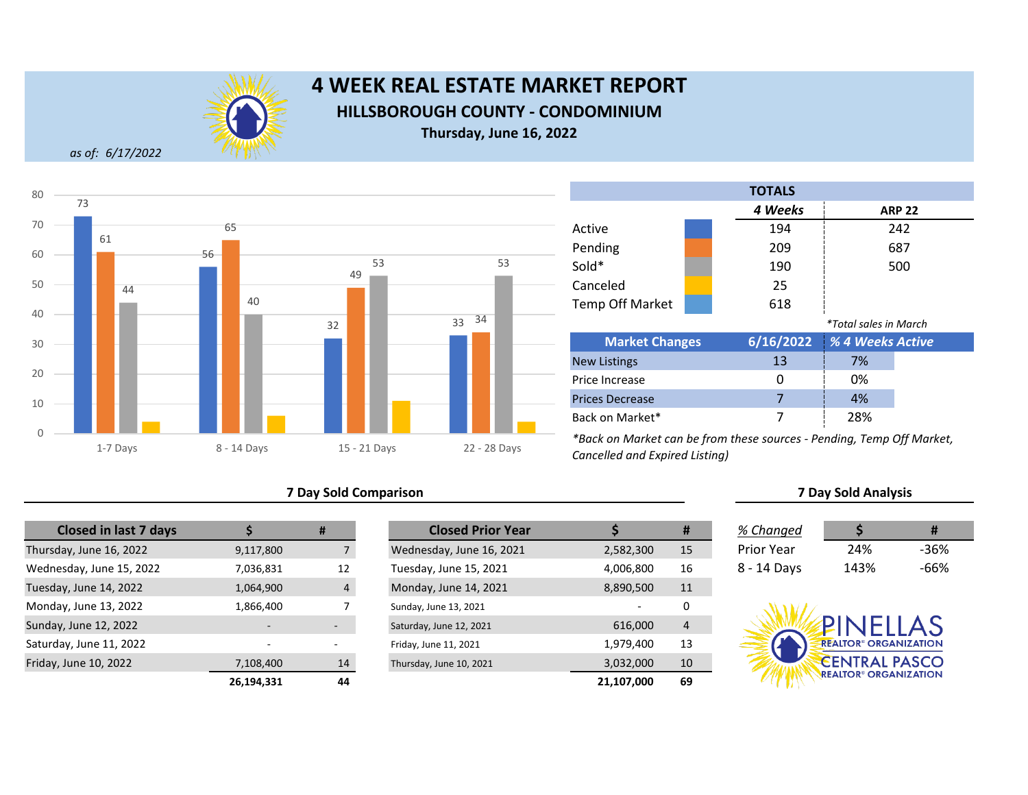# 4 WEEK REAL ESTATE MARKET REPORT

## HILLSBOROUGH COUNTY - CONDOMINIUM

**Thursday, June 16, 2022**

*as of: 6/17/2022*

| | 1-7 Days | 8 - 14 Days | 15 - 21 Days | 22 - 28 Days |
|---|---|---|---|---|
| Active | 73 | 56 | 32 | 33 |
| Pending | 61 | 65 | 49 | 34 |
| Sold | 44 | 40 | 53 | 53 |
| Canceled | 4 | 6 | 11 | 4 |

| TOTALS | *4 Weeks* | ARP 22 |
|---|---|---|
| Active | 194 | 242 |
| Pending | 209 | 687 |
| Sold* | 190 | 500 |
| Canceled | 25 | |
| Temp Off Market | 618 | |

*\*Total sales in March*

| Market Changes | 6/16/2022 | *% 4 Weeks Active* |
|---|---|---|
| New Listings | 13 | 7% |
| Price Increase | 0 | 0% |
| Prices Decrease | 7 | 4% |
| Back on Market* | 7 | 28% |

*\*Back on Market can be from these sources - Pending, Temp Off Market, Cancelled and Expired Listing)*

### 7 Day Sold Comparison

| Closed in last 7 days | $ | # |
|---|---|---|
| Thursday, June 16, 2022 | 9,117,800 | 7 |
| Wednesday, June 15, 2022 | 7,036,831 | 12 |
| Tuesday, June 14, 2022 | 1,064,900 | 4 |
| Monday, June 13, 2022 | 1,866,400 | 7 |
| Sunday, June 12, 2022 | - | - |
| Saturday, June 11, 2022 | - | - |
| Friday, June 10, 2022 | 7,108,400 | 14 |
| | **26,194,331** | **44** |

| Closed Prior Year | $ | # |
|---|---|---|
| Wednesday, June 16, 2021 | 2,582,300 | 15 |
| Tuesday, June 15, 2021 | 4,006,800 | 16 |
| Monday, June 14, 2021 | 8,890,500 | 11 |
| Sunday, June 13, 2021 | - | 0 |
| Saturday, June 12, 2021 | 616,000 | 4 |
| Friday, June 11, 2021 | 1,979,400 | 13 |
| Thursday, June 10, 2021 | 3,032,000 | 10 |
| | **21,107,000** | **69** |

### 7 Day Sold Analysis

| *% Changed* | $ | # |
|---|---|---|
| Prior Year | 24% | -36% |
| 8 - 14 Days | 143% | -66% |

PINELLAS REALTOR® ORGANIZATION
CENTRAL PASCO REALTOR® ORGANIZATION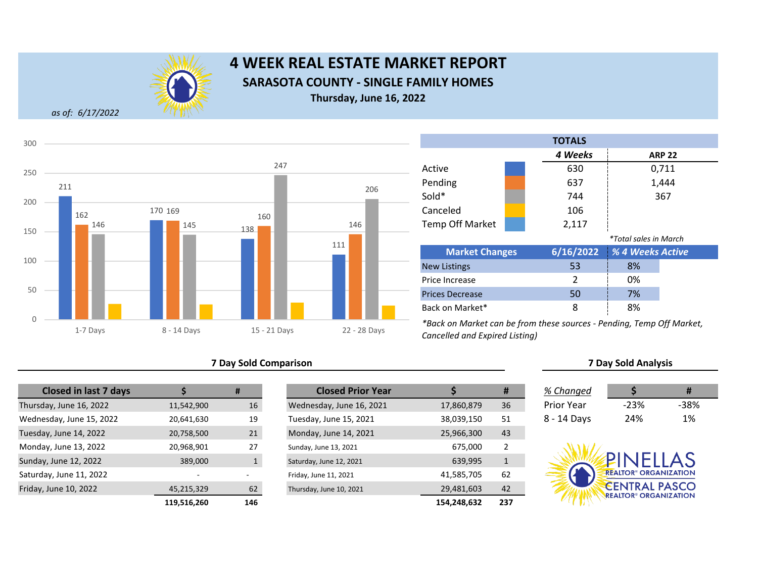# 4 WEEK REAL ESTATE MARKET REPORT

## SARASOTA COUNTY - SINGLE FAMILY HOMES

**Thursday, June 16, 2022**

*as of: 6/17/2022*

| | 1-7 Days | 8 - 14 Days | 15 - 21 Days | 22 - 28 Days |
|---|---|---|---|---|
| Active | 211 | 170 | 138 | 111 |
| Pending | 162 | 169 | 160 | 146 |
| Sold | 146 | 145 | 247 | 206 |

| TOTALS | 4 Weeks | ARP 22 |
|---|---|---|
| Active | 630 | 0,711 |
| Pending | 637 | 1,444 |
| Sold* | 744 | 367 |
| Canceled | 106 | |
| Temp Off Market | 2,117 | |

*\*Total sales in March*

| Market Changes | 6/16/2022 | % 4 Weeks Active |
|---|---|---|
| New Listings | 53 | 8% |
| Price Increase | 2 | 0% |
| Prices Decrease | 50 | 7% |
| Back on Market* | 8 | 8% |

*\*Back on Market can be from these sources - Pending, Temp Off Market, Cancelled and Expired Listing)*

### 7 Day Sold Comparison

| Closed in last 7 days | $ | # |
|---|---|---|
| Thursday, June 16, 2022 | 11,542,900 | 16 |
| Wednesday, June 15, 2022 | 20,641,630 | 19 |
| Tuesday, June 14, 2022 | 20,758,500 | 21 |
| Monday, June 13, 2022 | 20,968,901 | 27 |
| Sunday, June 12, 2022 | 389,000 | 1 |
| Saturday, June 11, 2022 | - | - |
| Friday, June 10, 2022 | 45,215,329 | 62 |
| | **119,516,260** | **146** |

| Closed Prior Year | $ | # |
|---|---|---|
| Wednesday, June 16, 2021 | 17,860,879 | 36 |
| Tuesday, June 15, 2021 | 38,039,150 | 51 |
| Monday, June 14, 2021 | 25,966,300 | 43 |
| Sunday, June 13, 2021 | 675,000 | 2 |
| Saturday, June 12, 2021 | 639,995 | 1 |
| Friday, June 11, 2021 | 41,585,705 | 62 |
| Thursday, June 10, 2021 | 29,481,603 | 42 |
| | **154,248,632** | **237** |

### 7 Day Sold Analysis

| *% Changed* | $ | # |
|---|---|---|
| Prior Year | -23% | -38% |
| 8 - 14 Days | 24% | 1% |

PINELLAS REALTOR® ORGANIZATION
CENTRAL PASCO REALTOR® ORGANIZATION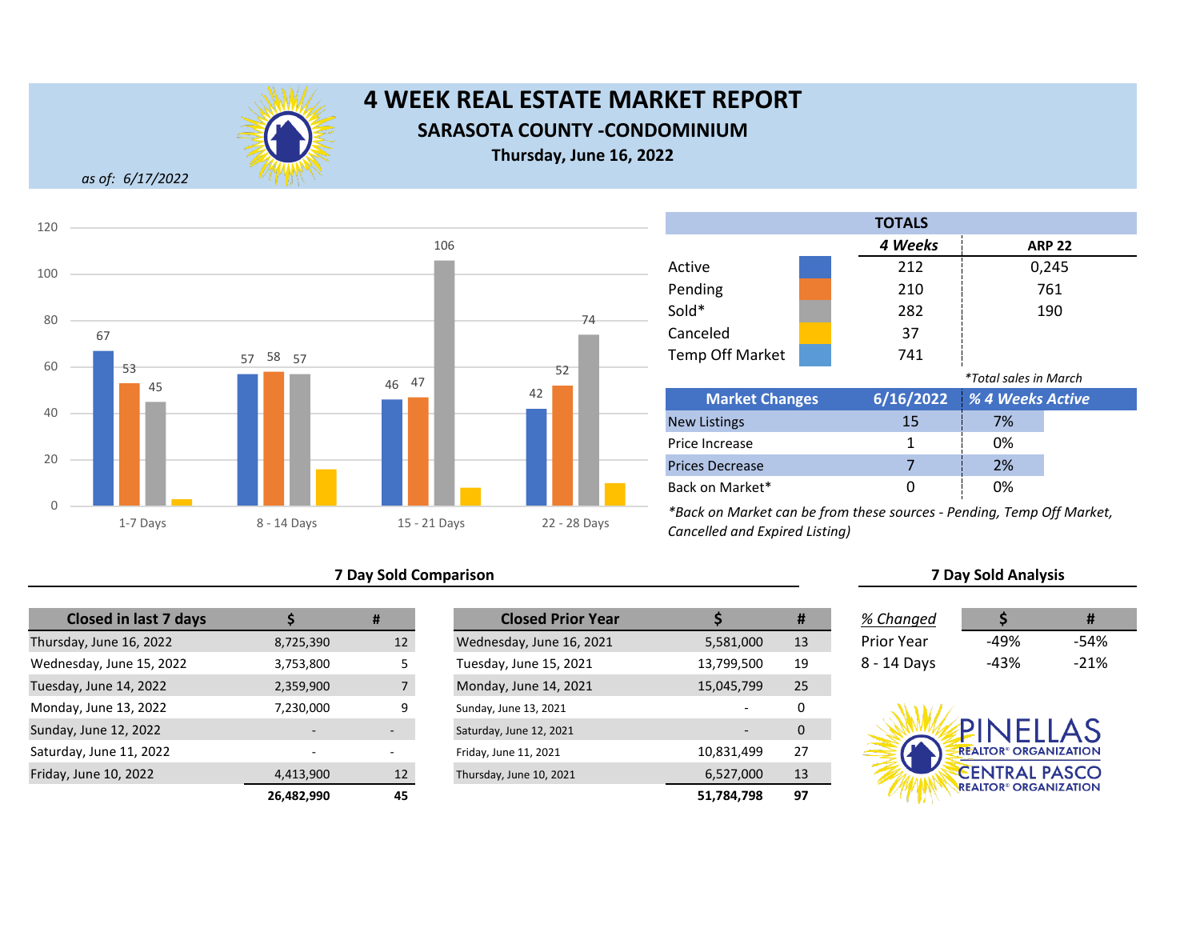# 4 WEEK REAL ESTATE MARKET REPORT

## SARASOTA COUNTY -CONDOMINIUM

**Thursday, June 16, 2022**

*as of: 6/17/2022*

| | 1-7 Days | 8 - 14 Days | 15 - 21 Days | 22 - 28 Days |
|---|---|---|---|---|
| Active | 67 | 57 | 46 | 42 |
| Pending | 53 | 58 | 47 | 52 |
| Sold | 45 | 57 | 106 | 74 |
| Canceled | | | | |

| TOTALS | 4 Weeks | ARP 22 |
|---|---|---|
| Active | 212 | 0,245 |
| Pending | 210 | 761 |
| Sold* | 282 | 190 |
| Canceled | 37 | |
| Temp Off Market | 741 | |

*Total sales in March

| Market Changes | 6/16/2022 | % 4 Weeks Active |
|---|---|---|
| New Listings | 15 | 7% |
| Price Increase | 1 | 0% |
| Prices Decrease | 7 | 2% |
| Back on Market* | 0 | 0% |

*Back on Market can be from these sources - Pending, Temp Off Market, Cancelled and Expired Listing)

### 7 Day Sold Comparison

| Closed in last 7 days | $ | # |
|---|---|---|
| Thursday, June 16, 2022 | 8,725,390 | 12 |
| Wednesday, June 15, 2022 | 3,753,800 | 5 |
| Tuesday, June 14, 2022 | 2,359,900 | 7 |
| Monday, June 13, 2022 | 7,230,000 | 9 |
| Sunday, June 12, 2022 | - | - |
| Saturday, June 11, 2022 | - | - |
| Friday, June 10, 2022 | 4,413,900 | 12 |
| | **26,482,990** | **45** |

| Closed Prior Year | $ | # |
|---|---|---|
| Wednesday, June 16, 2021 | 5,581,000 | 13 |
| Tuesday, June 15, 2021 | 13,799,500 | 19 |
| Monday, June 14, 2021 | 15,045,799 | 25 |
| Sunday, June 13, 2021 | - | 0 |
| Saturday, June 12, 2021 | - | 0 |
| Friday, June 11, 2021 | 10,831,499 | 27 |
| Thursday, June 10, 2021 | 6,527,000 | 13 |
| | **51,784,798** | **97** |

### 7 Day Sold Analysis

| % Changed | $ | # |
|---|---|---|
| Prior Year | -49% | -54% |
| 8 - 14 Days | -43% | -21% |

PINELLAS REALTOR® ORGANIZATION
CENTRAL PASCO REALTOR® ORGANIZATION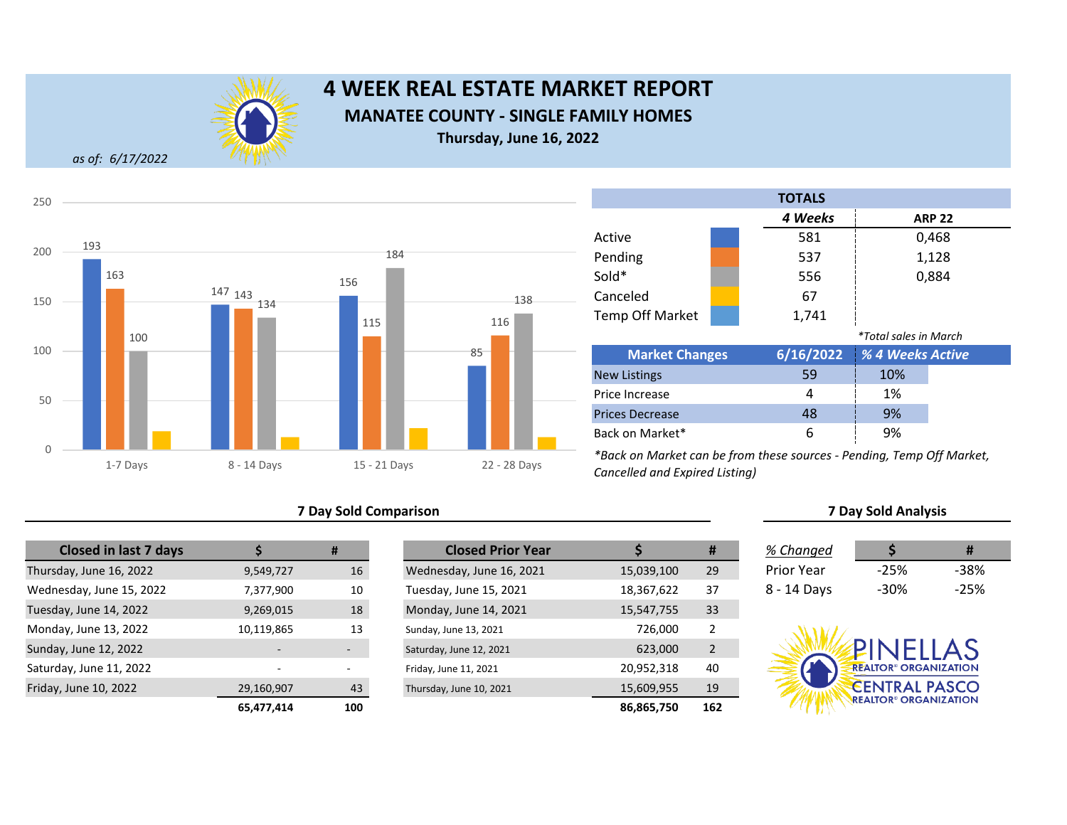# 4 WEEK REAL ESTATE MARKET REPORT

## MANATEE COUNTY - SINGLE FAMILY HOMES

**Thursday, June 16, 2022**

*as of: 6/17/2022*

| | 1-7 Days | 8 - 14 Days | 15 - 21 Days | 22 - 28 Days |
|---|---|---|---|---|
| Active | 193 | 147 | 156 | 85 |
| Pending | 163 | 143 | 115 | 116 |
| Sold | 100 | 134 | 184 | 138 |

**TOTALS**

| | 4 Weeks | ARP 22 |
|---|---|---|
| Active | 581 | 0,468 |
| Pending | 537 | 1,128 |
| Sold* | 556 | 0,884 |
| Canceled | 67 | |
| Temp Off Market | 1,741 | |

*Total sales in March

| Market Changes | 6/16/2022 | % 4 Weeks Active |
|---|---|---|
| New Listings | 59 | 10% |
| Price Increase | 4 | 1% |
| Prices Decrease | 48 | 9% |
| Back on Market* | 6 | 9% |

*Back on Market can be from these sources - Pending, Temp Off Market, Cancelled and Expired Listing)*

### 7 Day Sold Comparison

| Closed in last 7 days | $ | # |
|---|---|---|
| Thursday, June 16, 2022 | 9,549,727 | 16 |
| Wednesday, June 15, 2022 | 7,377,900 | 10 |
| Tuesday, June 14, 2022 | 9,269,015 | 18 |
| Monday, June 13, 2022 | 10,119,865 | 13 |
| Sunday, June 12, 2022 | - | - |
| Saturday, June 11, 2022 | - | - |
| Friday, June 10, 2022 | 29,160,907 | 43 |
| | **65,477,414** | **100** |

| Closed Prior Year | $ | # |
|---|---|---|
| Wednesday, June 16, 2021 | 15,039,100 | 29 |
| Tuesday, June 15, 2021 | 18,367,622 | 37 |
| Monday, June 14, 2021 | 15,547,755 | 33 |
| Sunday, June 13, 2021 | 726,000 | 2 |
| Saturday, June 12, 2021 | 623,000 | 2 |
| Friday, June 11, 2021 | 20,952,318 | 40 |
| Thursday, June 10, 2021 | 15,609,955 | 19 |
| | **86,865,750** | **162** |

### 7 Day Sold Analysis

| % Changed | $ | # |
|---|---|---|
| Prior Year | -25% | -38% |
| 8 - 14 Days | -30% | -25% |

PINELLAS REALTOR® ORGANIZATION
CENTRAL PASCO REALTOR® ORGANIZATION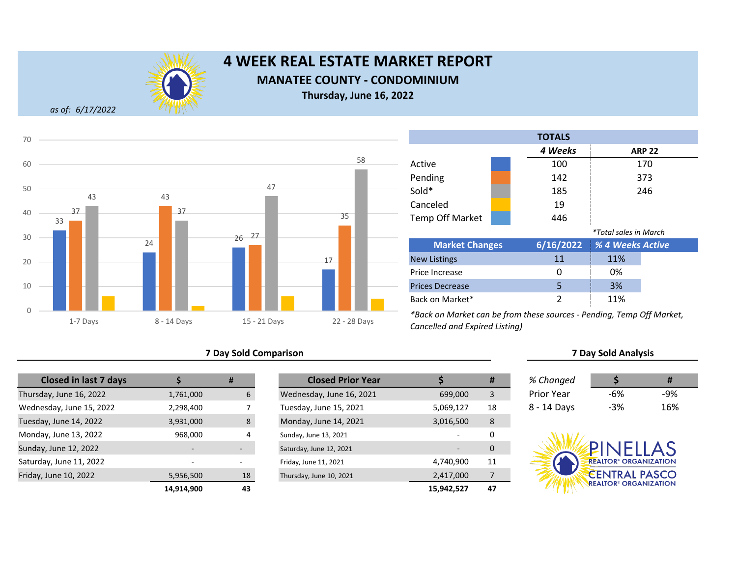# 4 WEEK REAL ESTATE MARKET REPORT

## MANATEE COUNTY - CONDOMINIUM

**Thursday, June 16, 2022**

*as of: 6/17/2022*

70
60
50
40
30
20
10
0

1-7 Days: 33, 37, 43
8 - 14 Days: 24, 43, 37
15 - 21 Days: 26, 27, 47
22 - 28 Days: 17, 35, 58

| TOTALS | 4 Weeks | ARP 22 |
|---|---|---|
| Active | 100 | 170 |
| Pending | 142 | 373 |
| Sold* | 185 | 246 |
| Canceled | 19 | |
| Temp Off Market | 446 | |

*Total sales in March

| Market Changes | 6/16/2022 | % 4 Weeks Active |
|---|---|---|
| New Listings | 11 | 11% |
| Price Increase | 0 | 0% |
| Prices Decrease | 5 | 3% |
| Back on Market* | 2 | 11% |

*Back on Market can be from these sources - Pending, Temp Off Market, Cancelled and Expired Listing)*

### 7 Day Sold Comparison

| Closed in last 7 days | $ | # |
|---|---|---|
| Thursday, June 16, 2022 | 1,761,000 | 6 |
| Wednesday, June 15, 2022 | 2,298,400 | 7 |
| Tuesday, June 14, 2022 | 3,931,000 | 8 |
| Monday, June 13, 2022 | 968,000 | 4 |
| Sunday, June 12, 2022 | - | - |
| Saturday, June 11, 2022 | - | - |
| Friday, June 10, 2022 | 5,956,500 | 18 |
| | **14,914,900** | **43** |

| Closed Prior Year | $ | # |
|---|---|---|
| Wednesday, June 16, 2021 | 699,000 | 3 |
| Tuesday, June 15, 2021 | 5,069,127 | 18 |
| Monday, June 14, 2021 | 3,016,500 | 8 |
| Sunday, June 13, 2021 | - | 0 |
| Saturday, June 12, 2021 | - | 0 |
| Friday, June 11, 2021 | 4,740,900 | 11 |
| Thursday, June 10, 2021 | 2,417,000 | 7 |
| | **15,942,527** | **47** |

### 7 Day Sold Analysis

| % Changed | $ | # |
|---|---|---|
| Prior Year | -6% | -9% |
| 8 - 14 Days | -3% | 16% |

PINELLAS REALTOR® ORGANIZATION
CENTRAL PASCO REALTOR® ORGANIZATION